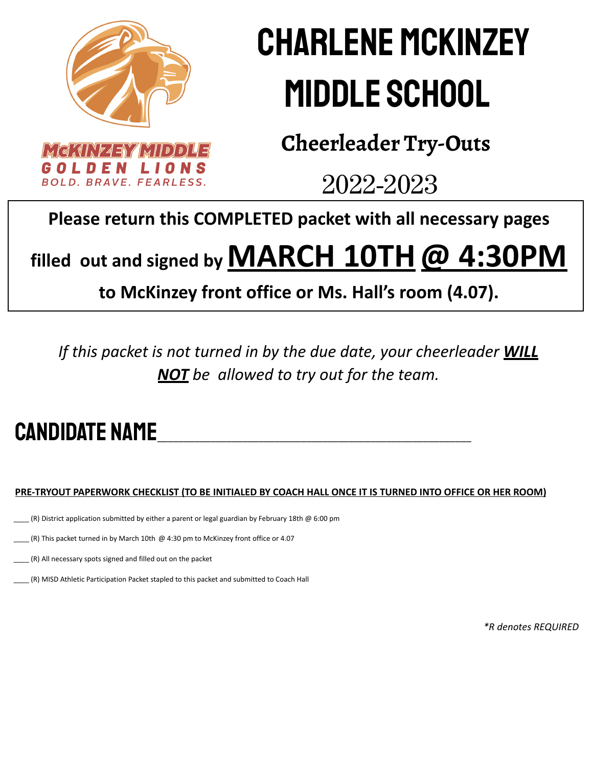McKINZEY MIDDLE
GOLDEN LIONS
BOLD. BRAVE. FEARLESS.

# CHARLENE MCKINZEY MIDDLE SCHOOL

## Cheerleader Try-Outs

## 2022-2023

**Please return this COMPLETED packet with all necessary pages filled out and signed by MARCH 10TH @ 4:30PM to McKinzey front office or Ms. Hall's room (4.07).**

*If this packet is not turned in by the due date, your cheerleader **WILL NOT** be allowed to try out for the team.*

## CANDIDATE NAME________________________________________

**PRE-TRYOUT PAPERWORK CHECKLIST (TO BE INITIALED BY COACH HALL ONCE IT IS TURNED INTO OFFICE OR HER ROOM)**

____ (R) District application submitted by either a parent or legal guardian by February 18th @ 6:00 pm

____ (R) This packet turned in by March 10th @ 4:30 pm to McKinzey front office or 4.07

____ (R) All necessary spots signed and filled out on the packet

____ (R) MISD Athletic Participation Packet stapled to this packet and submitted to Coach Hall

*\*R denotes REQUIRED*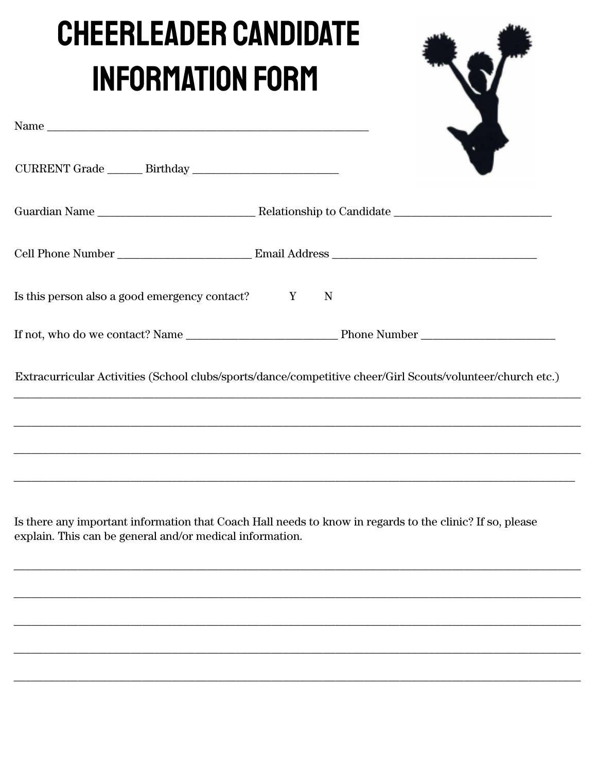# CHEERLEADER CANDIDATE INFORMATION FORM

Name ____________________________________________________________

CURRENT Grade ______ Birthday __________________________

Guardian Name _____________________________ Relationship to Candidate _____________________________

Cell Phone Number _________________________ Email Address ______________________________________

Is this person also a good emergency contact? Y N

If not, who do we contact? Name ____________________________ Phone Number _________________________

Extracurricular Activities (School clubs/sports/dance/competitive cheer/Girl Scouts/volunteer/church etc.)

______________________________________________________________________________________________

______________________________________________________________________________________________

______________________________________________________________________________________________

______________________________________________________________________________________________

Is there any important information that Coach Hall needs to know in regards to the clinic? If so, please explain. This can be general and/or medical information.

______________________________________________________________________________________________

______________________________________________________________________________________________

______________________________________________________________________________________________

______________________________________________________________________________________________

______________________________________________________________________________________________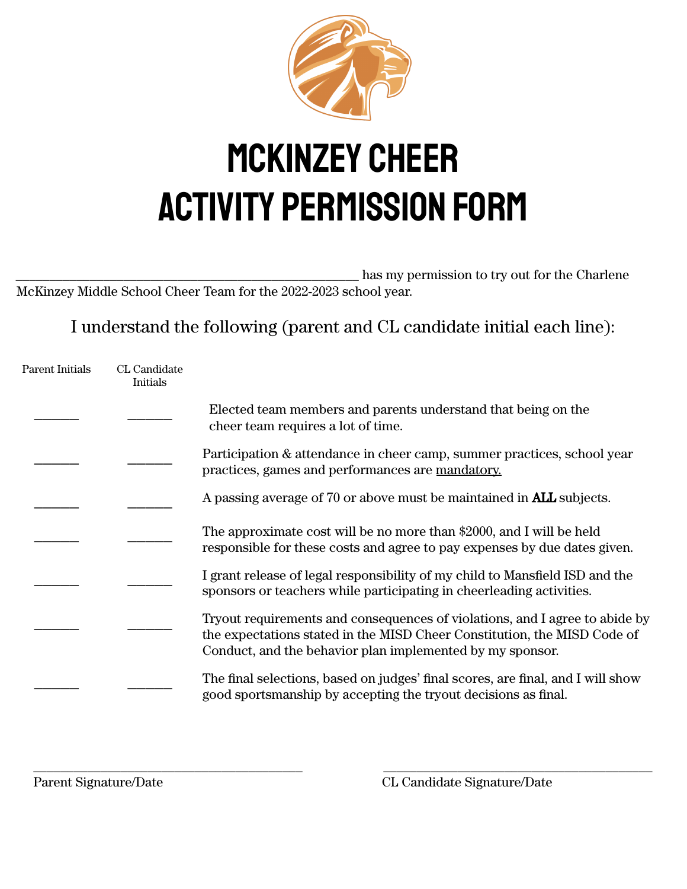# MCKINZEY CHEER
# ACTIVITY PERMISSION FORM

_______________________________________________ has my permission to try out for the Charlene McKinzey Middle School Cheer Team for the 2022-2023 school year.

I understand the following (parent and CL candidate initial each line):

| Parent Initials | CL Candidate Initials | |
|---|---|---|
| _______ | _______ | Elected team members and parents understand that being on the cheer team requires a lot of time. |
| _______ | _______ | Participation & attendance in cheer camp, summer practices, school year practices, games and performances are <u>mandatory.</u> |
| _______ | _______ | A passing average of 70 or above must be maintained in **ALL** subjects. |
| _______ | _______ | The approximate cost will be no more than $2000, and I will be held responsible for these costs and agree to pay expenses by due dates given. |
| _______ | _______ | I grant release of legal responsibility of my child to Mansfield ISD and the sponsors or teachers while participating in cheerleading activities. |
| _______ | _______ | Tryout requirements and consequences of violations, and I agree to abide by the expectations stated in the MISD Cheer Constitution, the MISD Code of Conduct, and the behavior plan implemented by my sponsor. |
| _______ | _______ | The final selections, based on judges' final scores, are final, and I will show good sportsmanship by accepting the tryout decisions as final. |

_______________________________________
Parent Signature/Date

_______________________________________
CL Candidate Signature/Date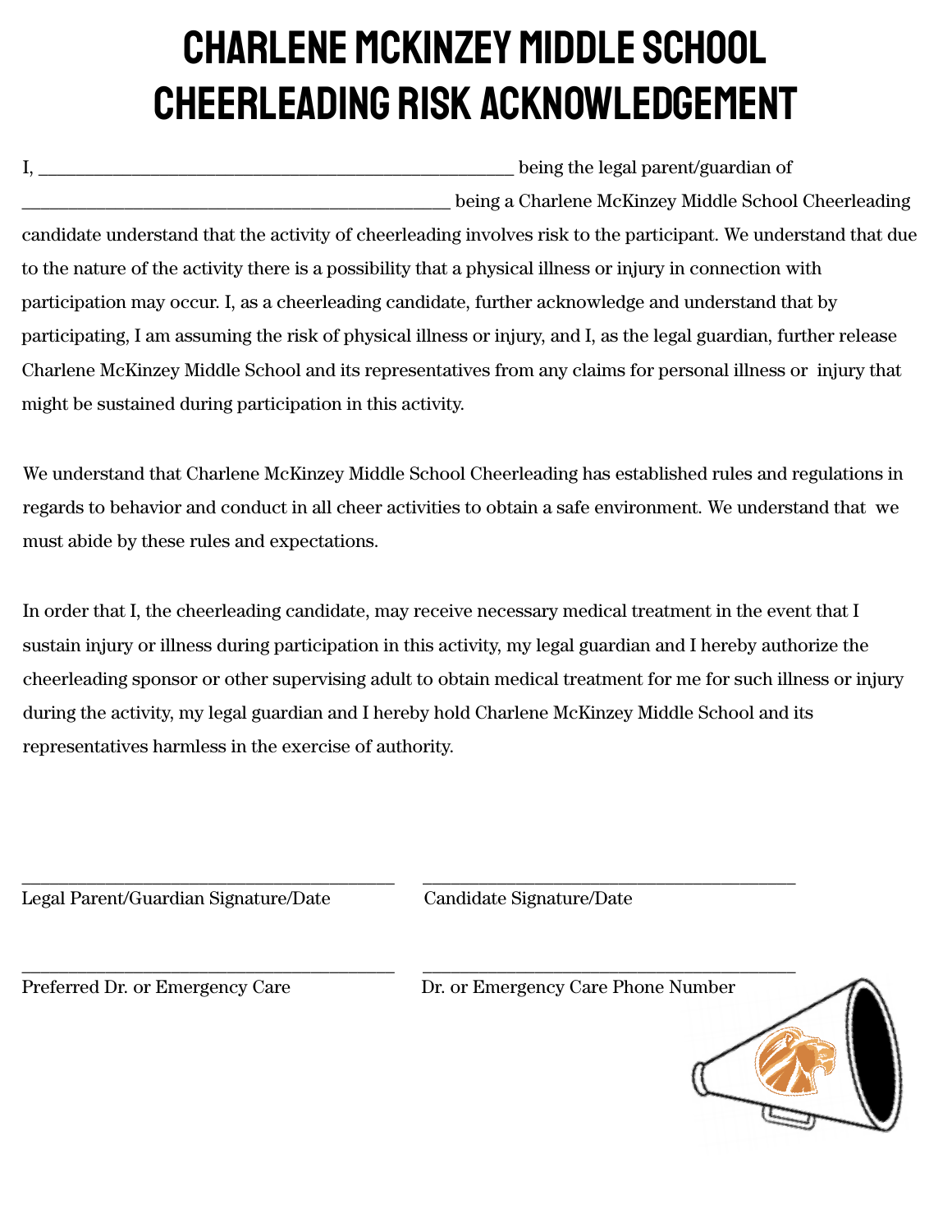# CHARLENE MCKINZEY MIDDLE SCHOOL CHEERLEADING RISK ACKNOWLEDGEMENT

I, ______________________________________________________ being the legal parent/guardian of ________________________________________________ being a Charlene McKinzey Middle School Cheerleading candidate understand that the activity of cheerleading involves risk to the participant. We understand that due to the nature of the activity there is a possibility that a physical illness or injury in connection with participation may occur. I, as a cheerleading candidate, further acknowledge and understand that by participating, I am assuming the risk of physical illness or injury, and I, as the legal guardian, further release Charlene McKinzey Middle School and its representatives from any claims for personal illness or injury that might be sustained during participation in this activity.

We understand that Charlene McKinzey Middle School Cheerleading has established rules and regulations in regards to behavior and conduct in all cheer activities to obtain a safe environment. We understand that we must abide by these rules and expectations.

In order that I, the cheerleading candidate, may receive necessary medical treatment in the event that I sustain injury or illness during participation in this activity, my legal guardian and I hereby authorize the cheerleading sponsor or other supervising adult to obtain medical treatment for me for such illness or injury during the activity, my legal guardian and I hereby hold Charlene McKinzey Middle School and its representatives harmless in the exercise of authority.

_________________________________________
Legal Parent/Guardian Signature/Date

_________________________________________
Candidate Signature/Date

_________________________________________
Preferred Dr. or Emergency Care

_________________________________________
Dr. or Emergency Care Phone Number